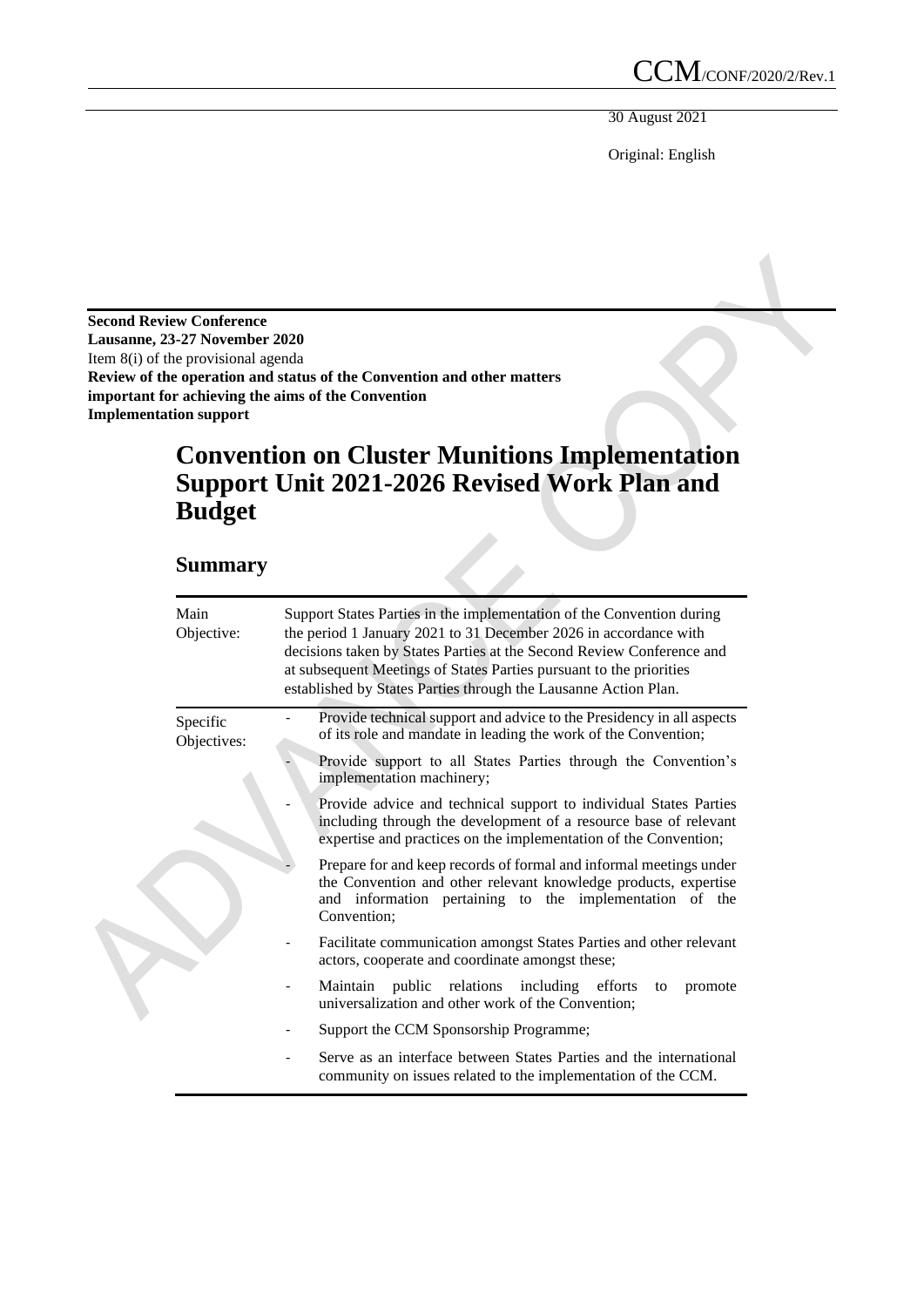CCM/CONF/2020/2/Rev.1

30 August 2021

Original: English

**Second Review Conference**
**Lausanne, 23-27 November 2020**
Item 8(i) of the provisional agenda
**Review of the operation and status of the Convention and other matters important for achieving the aims of the Convention**
**Implementation support**

# Convention on Cluster Munitions Implementation Support Unit 2021-2026 Revised Work Plan and Budget

## Summary

| | |
|---|---|
| Main Objective: | Support States Parties in the implementation of the Convention during the period 1 January 2021 to 31 December 2026 in accordance with decisions taken by States Parties at the Second Review Conference and at subsequent Meetings of States Parties pursuant to the priorities established by States Parties through the Lausanne Action Plan. |
| Specific Objectives: | - Provide technical support and advice to the Presidency in all aspects of its role and mandate in leading the work of the Convention;<br>- Provide support to all States Parties through the Convention's implementation machinery;<br>- Provide advice and technical support to individual States Parties including through the development of a resource base of relevant expertise and practices on the implementation of the Convention;<br>- Prepare for and keep records of formal and informal meetings under the Convention and other relevant knowledge products, expertise and information pertaining to the implementation of the Convention;<br>- Facilitate communication amongst States Parties and other relevant actors, cooperate and coordinate amongst these;<br>- Maintain public relations including efforts to promote universalization and other work of the Convention;<br>- Support the CCM Sponsorship Programme;<br>- Serve as an interface between States Parties and the international community on issues related to the implementation of the CCM. |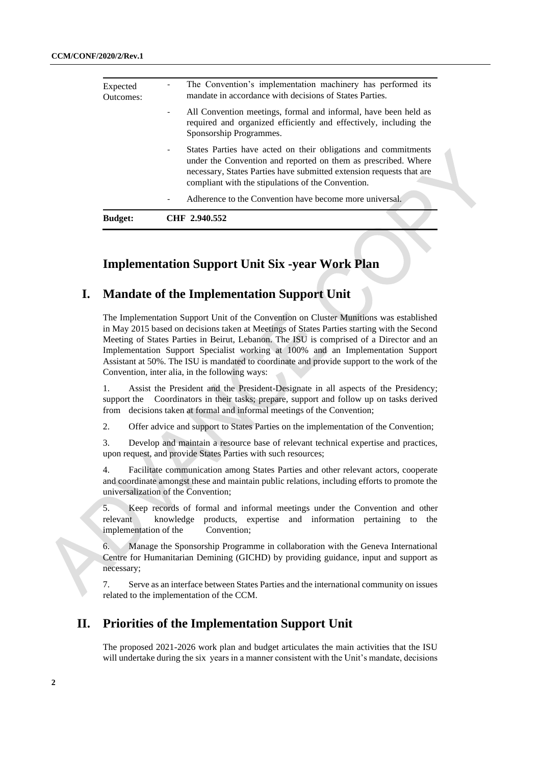| Expected Outcomes: | - The Convention's implementation machinery has performed its mandate in accordance with decisions of States Parties. |
|---|---|
| | - All Convention meetings, formal and informal, have been held as required and organized efficiently and effectively, including the Sponsorship Programmes. |
| | - States Parties have acted on their obligations and commitments under the Convention and reported on them as prescribed. Where necessary, States Parties have submitted extension requests that are compliant with the stipulations of the Convention. |
| | - Adherence to the Convention have become more universal. |
| **Budget:** | **CHF 2.940.552** |

# Implementation Support Unit Six -year Work Plan

## I. Mandate of the Implementation Support Unit

The Implementation Support Unit of the Convention on Cluster Munitions was established in May 2015 based on decisions taken at Meetings of States Parties starting with the Second Meeting of States Parties in Beirut, Lebanon. The ISU is comprised of a Director and an Implementation Support Specialist working at 100% and an Implementation Support Assistant at 50%. The ISU is mandated to coordinate and provide support to the work of the Convention, inter alia, in the following ways:

1. Assist the President and the President-Designate in all aspects of the Presidency; support the Coordinators in their tasks; prepare, support and follow up on tasks derived from decisions taken at formal and informal meetings of the Convention;

2. Offer advice and support to States Parties on the implementation of the Convention;

3. Develop and maintain a resource base of relevant technical expertise and practices, upon request, and provide States Parties with such resources;

4. Facilitate communication among States Parties and other relevant actors, cooperate and coordinate amongst these and maintain public relations, including efforts to promote the universalization of the Convention;

5. Keep records of formal and informal meetings under the Convention and other relevant knowledge products, expertise and information pertaining to the implementation of the Convention;

6. Manage the Sponsorship Programme in collaboration with the Geneva International Centre for Humanitarian Demining (GICHD) by providing guidance, input and support as necessary;

7. Serve as an interface between States Parties and the international community on issues related to the implementation of the CCM.

## II. Priorities of the Implementation Support Unit

The proposed 2021-2026 work plan and budget articulates the main activities that the ISU will undertake during the six years in a manner consistent with the Unit's mandate, decisions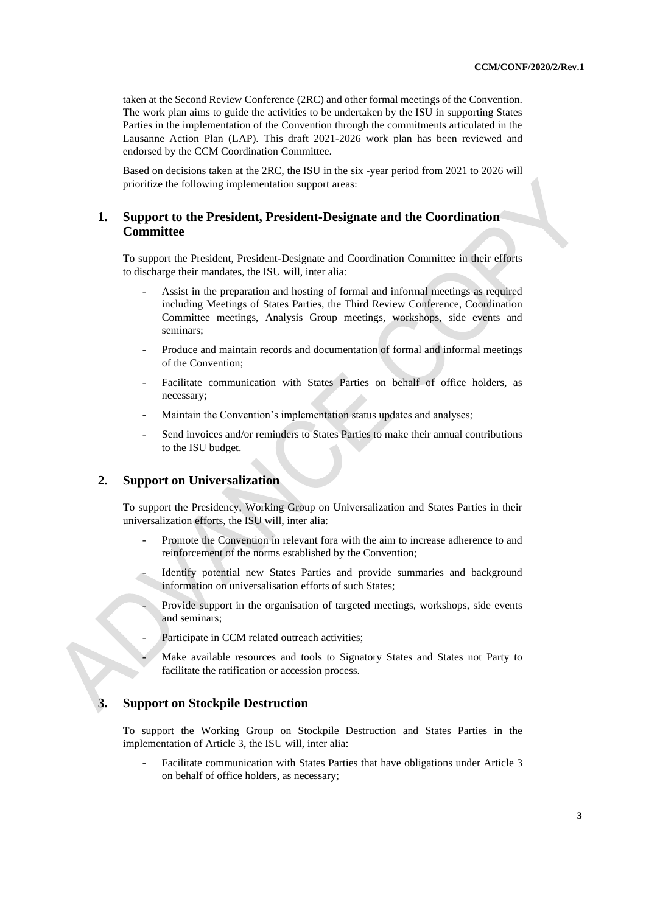taken at the Second Review Conference (2RC) and other formal meetings of the Convention. The work plan aims to guide the activities to be undertaken by the ISU in supporting States Parties in the implementation of the Convention through the commitments articulated in the Lausanne Action Plan (LAP). This draft 2021-2026 work plan has been reviewed and endorsed by the CCM Coordination Committee.

Based on decisions taken at the 2RC, the ISU in the six -year period from 2021 to 2026 will prioritize the following implementation support areas:

## 1. Support to the President, President-Designate and the Coordination Committee

To support the President, President-Designate and Coordination Committee in their efforts to discharge their mandates, the ISU will, inter alia:

- Assist in the preparation and hosting of formal and informal meetings as required including Meetings of States Parties, the Third Review Conference, Coordination Committee meetings, Analysis Group meetings, workshops, side events and seminars;
- Produce and maintain records and documentation of formal and informal meetings of the Convention;
- Facilitate communication with States Parties on behalf of office holders, as necessary;
- Maintain the Convention's implementation status updates and analyses;
- Send invoices and/or reminders to States Parties to make their annual contributions to the ISU budget.

## 2. Support on Universalization

To support the Presidency, Working Group on Universalization and States Parties in their universalization efforts, the ISU will, inter alia:

- Promote the Convention in relevant fora with the aim to increase adherence to and reinforcement of the norms established by the Convention;
- Identify potential new States Parties and provide summaries and background information on universalisation efforts of such States;
- Provide support in the organisation of targeted meetings, workshops, side events and seminars;
- Participate in CCM related outreach activities;
- Make available resources and tools to Signatory States and States not Party to facilitate the ratification or accession process.

## 3. Support on Stockpile Destruction

To support the Working Group on Stockpile Destruction and States Parties in the implementation of Article 3, the ISU will, inter alia:

- Facilitate communication with States Parties that have obligations under Article 3 on behalf of office holders, as necessary;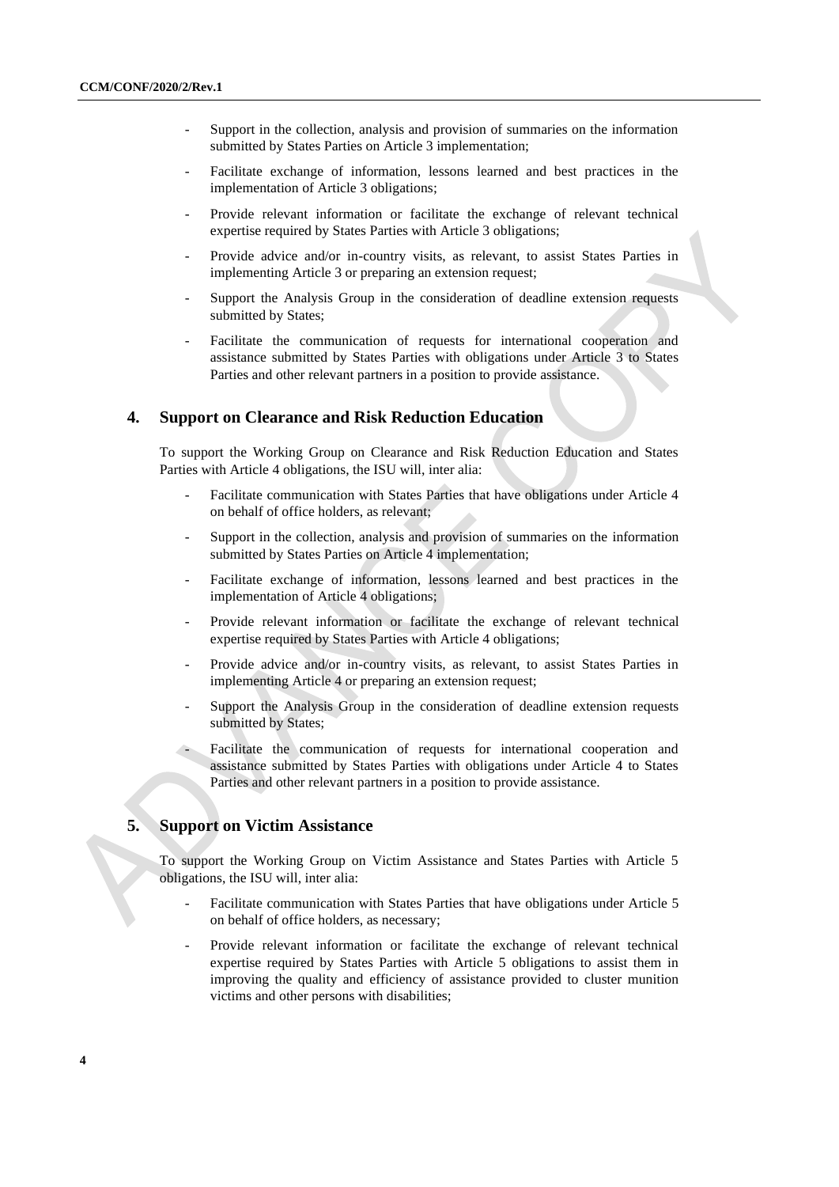- Support in the collection, analysis and provision of summaries on the information submitted by States Parties on Article 3 implementation;
- Facilitate exchange of information, lessons learned and best practices in the implementation of Article 3 obligations;
- Provide relevant information or facilitate the exchange of relevant technical expertise required by States Parties with Article 3 obligations;
- Provide advice and/or in-country visits, as relevant, to assist States Parties in implementing Article 3 or preparing an extension request;
- Support the Analysis Group in the consideration of deadline extension requests submitted by States;
- Facilitate the communication of requests for international cooperation and assistance submitted by States Parties with obligations under Article 3 to States Parties and other relevant partners in a position to provide assistance.

## 4. Support on Clearance and Risk Reduction Education

To support the Working Group on Clearance and Risk Reduction Education and States Parties with Article 4 obligations, the ISU will, inter alia:

- Facilitate communication with States Parties that have obligations under Article 4 on behalf of office holders, as relevant;
- Support in the collection, analysis and provision of summaries on the information submitted by States Parties on Article 4 implementation;
- Facilitate exchange of information, lessons learned and best practices in the implementation of Article 4 obligations;
- Provide relevant information or facilitate the exchange of relevant technical expertise required by States Parties with Article 4 obligations;
- Provide advice and/or in-country visits, as relevant, to assist States Parties in implementing Article 4 or preparing an extension request;
- Support the Analysis Group in the consideration of deadline extension requests submitted by States;
- Facilitate the communication of requests for international cooperation and assistance submitted by States Parties with obligations under Article 4 to States Parties and other relevant partners in a position to provide assistance.

## 5. Support on Victim Assistance

To support the Working Group on Victim Assistance and States Parties with Article 5 obligations, the ISU will, inter alia:

- Facilitate communication with States Parties that have obligations under Article 5 on behalf of office holders, as necessary;
- Provide relevant information or facilitate the exchange of relevant technical expertise required by States Parties with Article 5 obligations to assist them in improving the quality and efficiency of assistance provided to cluster munition victims and other persons with disabilities;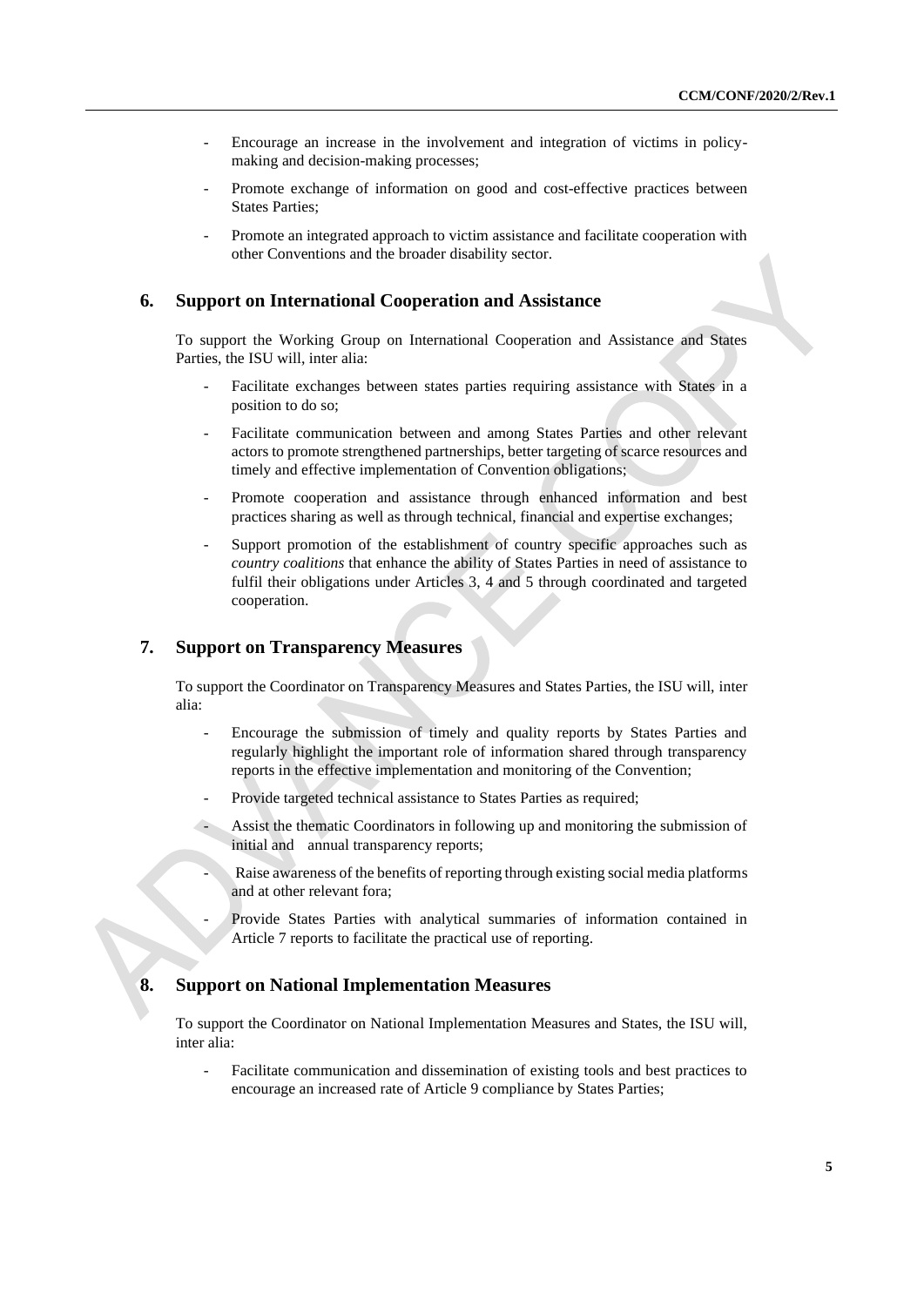- Encourage an increase in the involvement and integration of victims in policy-making and decision-making processes;
- Promote exchange of information on good and cost-effective practices between States Parties;
- Promote an integrated approach to victim assistance and facilitate cooperation with other Conventions and the broader disability sector.

## 6. Support on International Cooperation and Assistance

To support the Working Group on International Cooperation and Assistance and States Parties, the ISU will, inter alia:

- Facilitate exchanges between states parties requiring assistance with States in a position to do so;
- Facilitate communication between and among States Parties and other relevant actors to promote strengthened partnerships, better targeting of scarce resources and timely and effective implementation of Convention obligations;
- Promote cooperation and assistance through enhanced information and best practices sharing as well as through technical, financial and expertise exchanges;
- Support promotion of the establishment of country specific approaches such as *country coalitions* that enhance the ability of States Parties in need of assistance to fulfil their obligations under Articles 3, 4 and 5 through coordinated and targeted cooperation.

## 7. Support on Transparency Measures

To support the Coordinator on Transparency Measures and States Parties, the ISU will, inter alia:

- Encourage the submission of timely and quality reports by States Parties and regularly highlight the important role of information shared through transparency reports in the effective implementation and monitoring of the Convention;
- Provide targeted technical assistance to States Parties as required;
- Assist the thematic Coordinators in following up and monitoring the submission of initial and annual transparency reports;
- Raise awareness of the benefits of reporting through existing social media platforms and at other relevant fora;
- Provide States Parties with analytical summaries of information contained in Article 7 reports to facilitate the practical use of reporting.

## 8. Support on National Implementation Measures

To support the Coordinator on National Implementation Measures and States, the ISU will, inter alia:

- Facilitate communication and dissemination of existing tools and best practices to encourage an increased rate of Article 9 compliance by States Parties;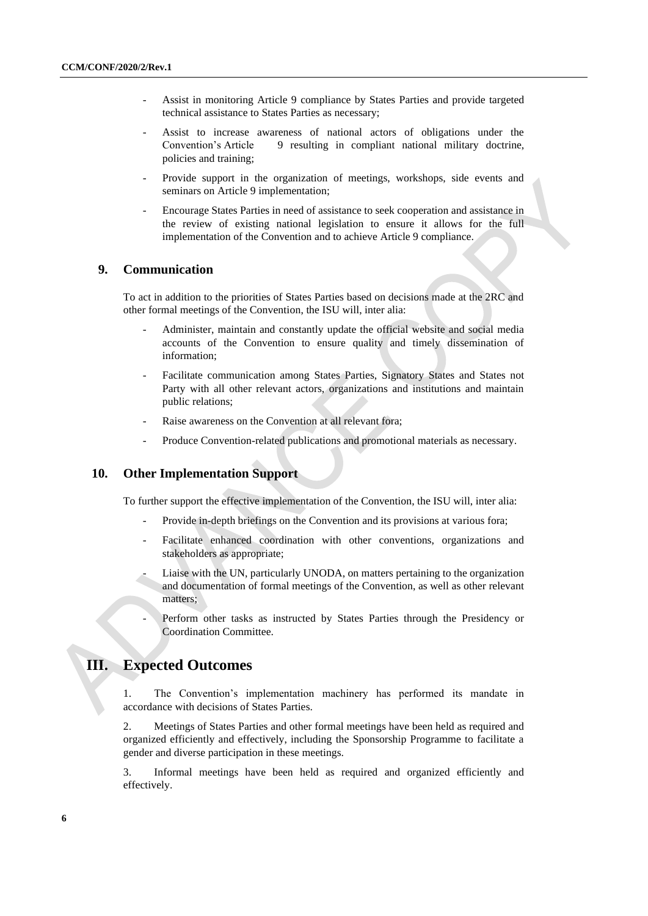- Assist in monitoring Article 9 compliance by States Parties and provide targeted technical assistance to States Parties as necessary;
- Assist to increase awareness of national actors of obligations under the Convention's Article 9 resulting in compliant national military doctrine, policies and training;
- Provide support in the organization of meetings, workshops, side events and seminars on Article 9 implementation;
- Encourage States Parties in need of assistance to seek cooperation and assistance in the review of existing national legislation to ensure it allows for the full implementation of the Convention and to achieve Article 9 compliance.

### 9. Communication

To act in addition to the priorities of States Parties based on decisions made at the 2RC and other formal meetings of the Convention, the ISU will, inter alia:

- Administer, maintain and constantly update the official website and social media accounts of the Convention to ensure quality and timely dissemination of information;
- Facilitate communication among States Parties, Signatory States and States not Party with all other relevant actors, organizations and institutions and maintain public relations;
- Raise awareness on the Convention at all relevant fora;
- Produce Convention-related publications and promotional materials as necessary.

### 10. Other Implementation Support

To further support the effective implementation of the Convention, the ISU will, inter alia:

- Provide in-depth briefings on the Convention and its provisions at various fora;
- Facilitate enhanced coordination with other conventions, organizations and stakeholders as appropriate;
- Liaise with the UN, particularly UNODA, on matters pertaining to the organization and documentation of formal meetings of the Convention, as well as other relevant matters;
- Perform other tasks as instructed by States Parties through the Presidency or Coordination Committee.

## III. Expected Outcomes

1. The Convention's implementation machinery has performed its mandate in accordance with decisions of States Parties.

2. Meetings of States Parties and other formal meetings have been held as required and organized efficiently and effectively, including the Sponsorship Programme to facilitate a gender and diverse participation in these meetings.

3. Informal meetings have been held as required and organized efficiently and effectively.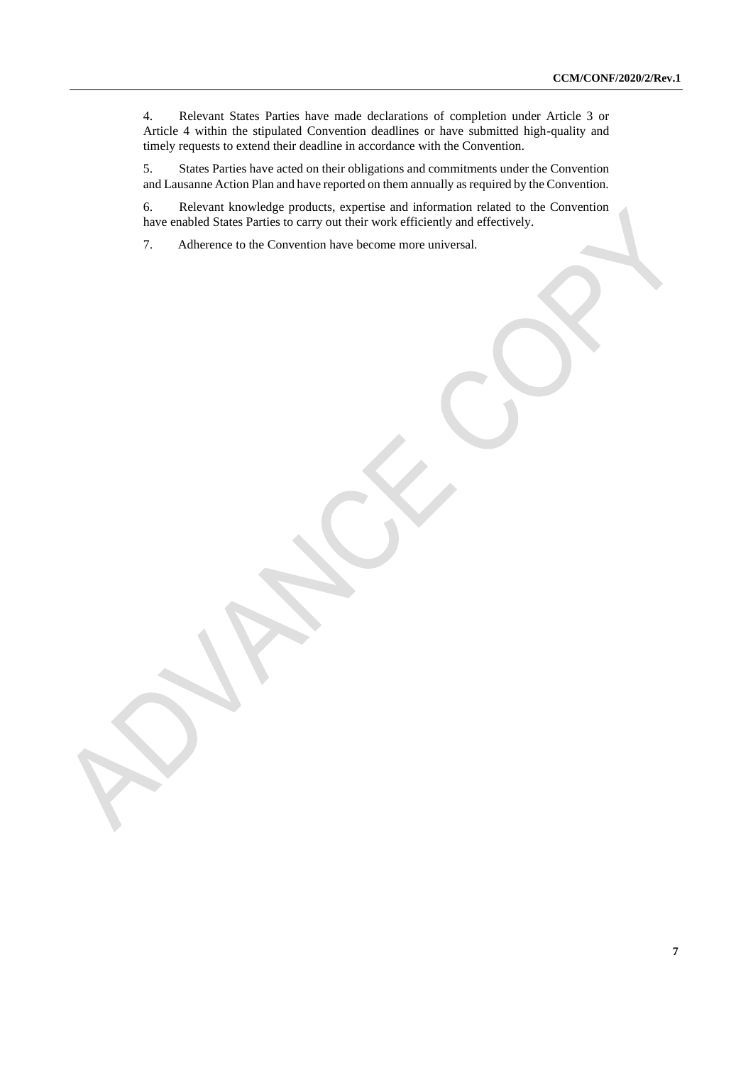4. Relevant States Parties have made declarations of completion under Article 3 or Article 4 within the stipulated Convention deadlines or have submitted high-quality and timely requests to extend their deadline in accordance with the Convention.

5. States Parties have acted on their obligations and commitments under the Convention and Lausanne Action Plan and have reported on them annually as required by the Convention.

6. Relevant knowledge products, expertise and information related to the Convention have enabled States Parties to carry out their work efficiently and effectively.

7. Adherence to the Convention have become more universal.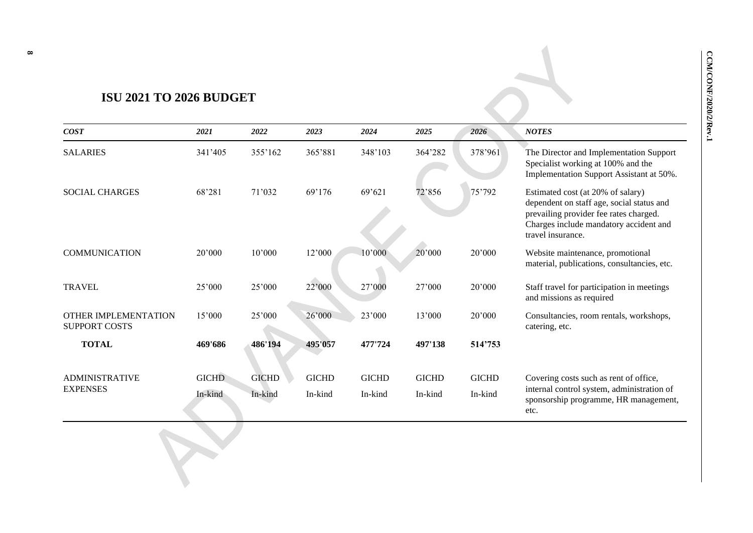## ISU 2021 TO 2026 BUDGET

| *COST* | *2021* | *2022* | *2023* | *2024* | *2025* | *2026* | *NOTES* |
|---|---|---|---|---|---|---|---|
| SALARIES | 341’405 | 355’162 | 365’881 | 348’103 | 364’282 | 378’961 | The Director and Implementation Support Specialist working at 100% and the Implementation Support Assistant at 50%. |
| SOCIAL CHARGES | 68’281 | 71’032 | 69’176 | 69’621 | 72’856 | 75’792 | Estimated cost (at 20% of salary) dependent on staff age, social status and prevailing provider fee rates charged. Charges include mandatory accident and travel insurance. |
| COMMUNICATION | 20’000 | 10’000 | 12’000 | 10’000 | 20’000 | 20’000 | Website maintenance, promotional material, publications, consultancies, etc. |
| TRAVEL | 25’000 | 25’000 | 22’000 | 27’000 | 27’000 | 20’000 | Staff travel for participation in meetings and missions as required |
| OTHER IMPLEMENTATION SUPPORT COSTS | 15’000 | 25’000 | 26’000 | 23’000 | 13’000 | 20’000 | Consultancies, room rentals, workshops, catering, etc. |
| **TOTAL** | **469'686** | **486'194** | **495'057** | **477'724** | **497'138** | **514’753** | |
| ADMINISTRATIVE EXPENSES | GICHD In-kind | GICHD In-kind | GICHD In-kind | GICHD In-kind | GICHD In-kind | GICHD In-kind | Covering costs such as rent of office, internal control system, administration of sponsorship programme, HR management, etc. |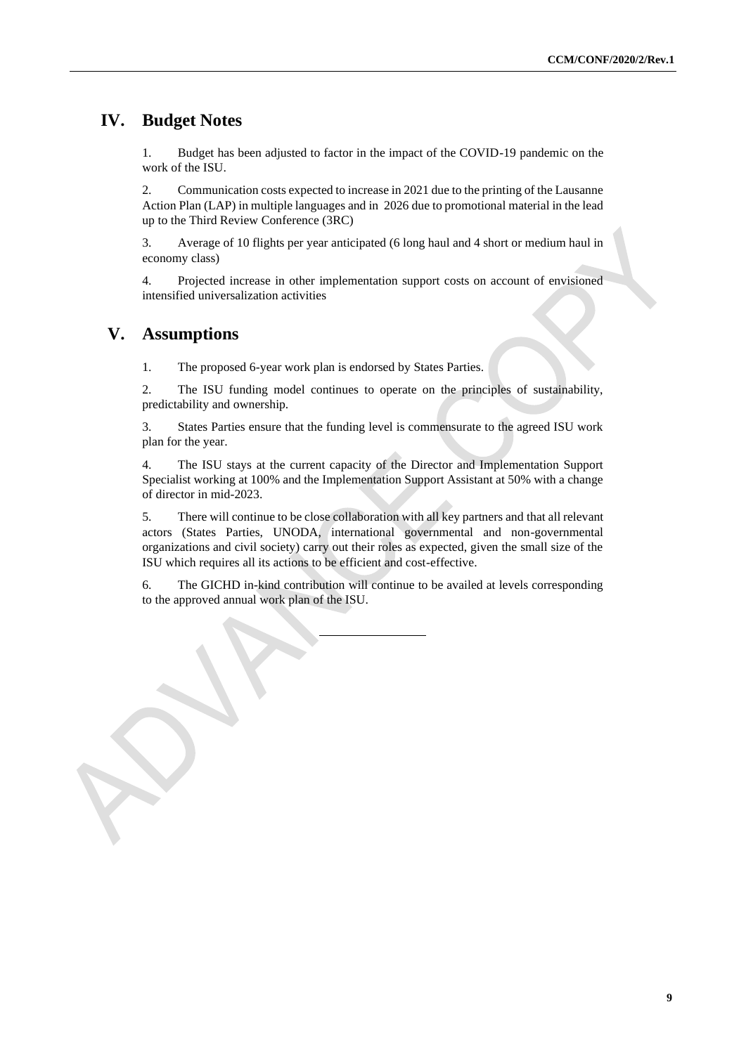# IV. Budget Notes

1. Budget has been adjusted to factor in the impact of the COVID-19 pandemic on the work of the ISU.

2. Communication costs expected to increase in 2021 due to the printing of the Lausanne Action Plan (LAP) in multiple languages and in 2026 due to promotional material in the lead up to the Third Review Conference (3RC)

3. Average of 10 flights per year anticipated (6 long haul and 4 short or medium haul in economy class)

4. Projected increase in other implementation support costs on account of envisioned intensified universalization activities

# V. Assumptions

1. The proposed 6-year work plan is endorsed by States Parties.

2. The ISU funding model continues to operate on the principles of sustainability, predictability and ownership.

3. States Parties ensure that the funding level is commensurate to the agreed ISU work plan for the year.

4. The ISU stays at the current capacity of the Director and Implementation Support Specialist working at 100% and the Implementation Support Assistant at 50% with a change of director in mid-2023.

5. There will continue to be close collaboration with all key partners and that all relevant actors (States Parties, UNODA, international governmental and non-governmental organizations and civil society) carry out their roles as expected, given the small size of the ISU which requires all its actions to be efficient and cost-effective.

6. The GICHD in-kind contribution will continue to be availed at levels corresponding to the approved annual work plan of the ISU.